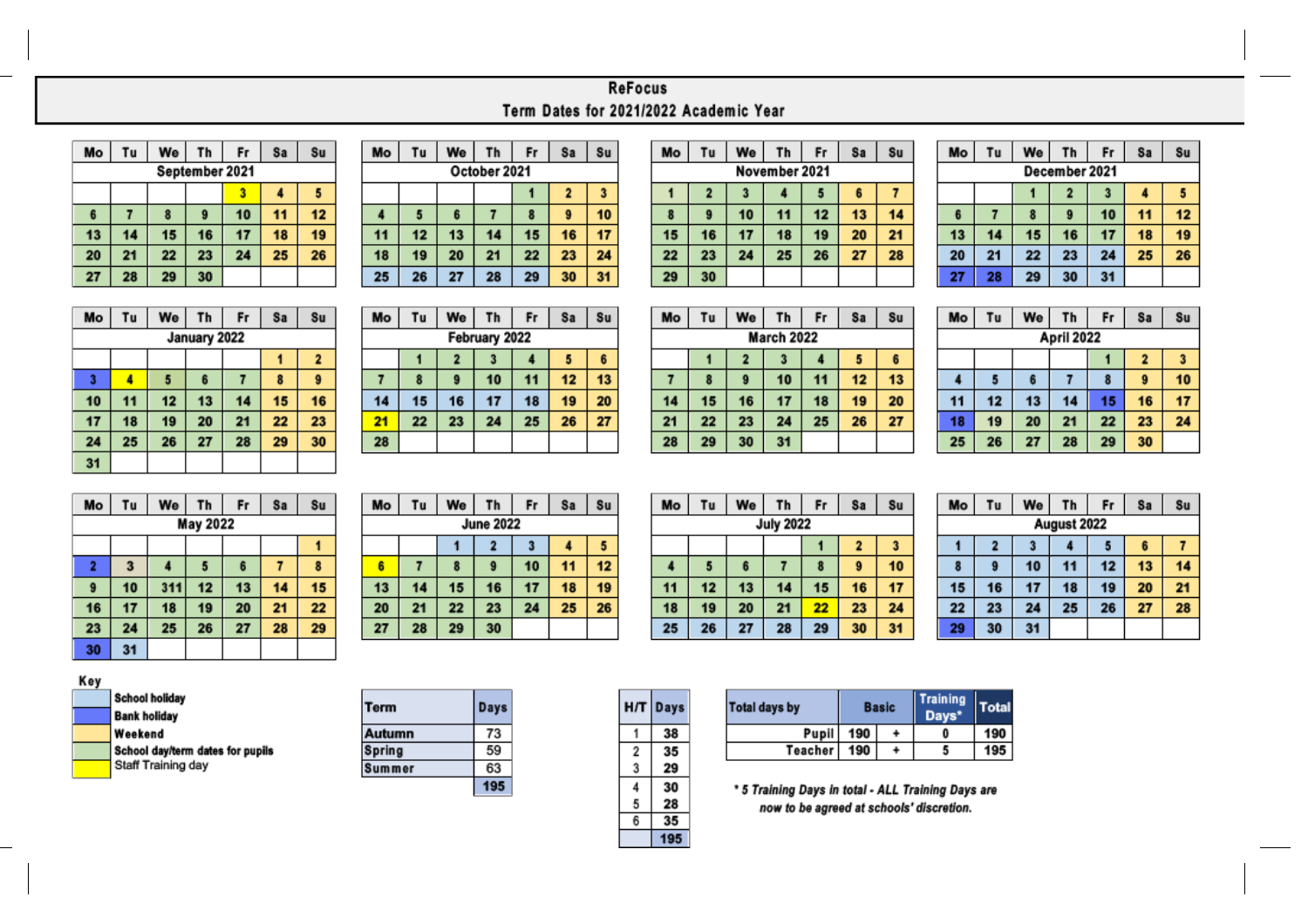# ReFocus

## Term Dates for 2021/2022 Academic Year

### September 2021

| Mo | Tu | We | Th | Fr | Sa | Su |
|---|---|---|---|---|---|---|
| | | | | 3 | 4 | 5 |
| 6 | 7 | 8 | 9 | 10 | 11 | 12 |
| 13 | 14 | 15 | 16 | 17 | 18 | 19 |
| 20 | 21 | 22 | 23 | 24 | 25 | 26 |
| 27 | 28 | 29 | 30 | | | |

### October 2021

| Mo | Tu | We | Th | Fr | Sa | Su |
|---|---|---|---|---|---|---|
| | | | | 1 | 2 | 3 |
| 4 | 5 | 6 | 7 | 8 | 9 | 10 |
| 11 | 12 | 13 | 14 | 15 | 16 | 17 |
| 18 | 19 | 20 | 21 | 22 | 23 | 24 |
| 25 | 26 | 27 | 28 | 29 | 30 | 31 |

### November 2021

| Mo | Tu | We | Th | Fr | Sa | Su |
|---|---|---|---|---|---|---|
| 1 | 2 | 3 | 4 | 5 | 6 | 7 |
| 8 | 9 | 10 | 11 | 12 | 13 | 14 |
| 15 | 16 | 17 | 18 | 19 | 20 | 21 |
| 22 | 23 | 24 | 25 | 26 | 27 | 28 |
| 29 | 30 | | | | | |

### December 2021

| Mo | Tu | We | Th | Fr | Sa | Su |
|---|---|---|---|---|---|---|
| | | 1 | 2 | 3 | 4 | 5 |
| 6 | 7 | 8 | 9 | 10 | 11 | 12 |
| 13 | 14 | 15 | 16 | 17 | 18 | 19 |
| 20 | 21 | 22 | 23 | 24 | 25 | 26 |
| 27 | 28 | 29 | 30 | 31 | | |

### January 2022

| Mo | Tu | We | Th | Fr | Sa | Su |
|---|---|---|---|---|---|---|
| | | | | | 1 | 2 |
| 3 | 4 | 5 | 6 | 7 | 8 | 9 |
| 10 | 11 | 12 | 13 | 14 | 15 | 16 |
| 17 | 18 | 19 | 20 | 21 | 22 | 23 |
| 24 | 25 | 26 | 27 | 28 | 29 | 30 |
| 31 | | | | | | |

### February 2022

| Mo | Tu | We | Th | Fr | Sa | Su |
|---|---|---|---|---|---|---|
| | 1 | 2 | 3 | 4 | 5 | 6 |
| 7 | 8 | 9 | 10 | 11 | 12 | 13 |
| 14 | 15 | 16 | 17 | 18 | 19 | 20 |
| 21 | 22 | 23 | 24 | 25 | 26 | 27 |
| 28 | | | | | | |

### March 2022

| Mo | Tu | We | Th | Fr | Sa | Su |
|---|---|---|---|---|---|---|
| | 1 | 2 | 3 | 4 | 5 | 6 |
| 7 | 8 | 9 | 10 | 11 | 12 | 13 |
| 14 | 15 | 16 | 17 | 18 | 19 | 20 |
| 21 | 22 | 23 | 24 | 25 | 26 | 27 |
| 28 | 29 | 30 | 31 | | | |

### April 2022

| Mo | Tu | We | Th | Fr | Sa | Su |
|---|---|---|---|---|---|---|
| | | | | 1 | 2 | 3 |
| 4 | 5 | 6 | 7 | 8 | 9 | 10 |
| 11 | 12 | 13 | 14 | 15 | 16 | 17 |
| 18 | 19 | 20 | 21 | 22 | 23 | 24 |
| 25 | 26 | 27 | 28 | 29 | 30 | |

### May 2022

| Mo | Tu | We | Th | Fr | Sa | Su |
|---|---|---|---|---|---|---|
| | | | | | | 1 |
| 2 | 3 | 4 | 5 | 6 | 7 | 8 |
| 9 | 10 | 311 | 12 | 13 | 14 | 15 |
| 16 | 17 | 18 | 19 | 20 | 21 | 22 |
| 23 | 24 | 25 | 26 | 27 | 28 | 29 |
| 30 | 31 | | | | | |

### June 2022

| Mo | Tu | We | Th | Fr | Sa | Su |
|---|---|---|---|---|---|---|
| | | 1 | 2 | 3 | 4 | 5 |
| 6 | 7 | 8 | 9 | 10 | 11 | 12 |
| 13 | 14 | 15 | 16 | 17 | 18 | 19 |
| 20 | 21 | 22 | 23 | 24 | 25 | 26 |
| 27 | 28 | 29 | 30 | | | |

### July 2022

| Mo | Tu | We | Th | Fr | Sa | Su |
|---|---|---|---|---|---|---|
| | | | | 1 | 2 | 3 |
| 4 | 5 | 6 | 7 | 8 | 9 | 10 |
| 11 | 12 | 13 | 14 | 15 | 16 | 17 |
| 18 | 19 | 20 | 21 | 22 | 23 | 24 |
| 25 | 26 | 27 | 28 | 29 | 30 | 31 |

### August 2022

| Mo | Tu | We | Th | Fr | Sa | Su |
|---|---|---|---|---|---|---|
| 1 | 2 | 3 | 4 | 5 | 6 | 7 |
| 8 | 9 | 10 | 11 | 12 | 13 | 14 |
| 15 | 16 | 17 | 18 | 19 | 20 | 21 |
| 22 | 23 | 24 | 25 | 26 | 27 | 28 |
| 29 | 30 | 31 | | | | |

**Key**

- School holiday
- Bank holiday
- Weekend
- School day/term dates for pupils
- Staff Training day

| Term | Days |
|---|---|
| Autumn | 73 |
| Spring | 59 |
| Summer | 63 |
| | 195 |

| H/T | Days |
|---|---|
| 1 | 38 |
| 2 | 35 |
| 3 | 29 |
| 4 | 30 |
| 5 | 28 |
| 6 | 35 |
| | 195 |

| Total days by | Basic | | Training Days* | Total |
|---|---|---|---|---|
| Pupil | 190 | + | 0 | 190 |
| Teacher | 190 | + | 5 | 195 |

*\* 5 Training Days in total - ALL Training Days are now to be agreed at schools' discretion.*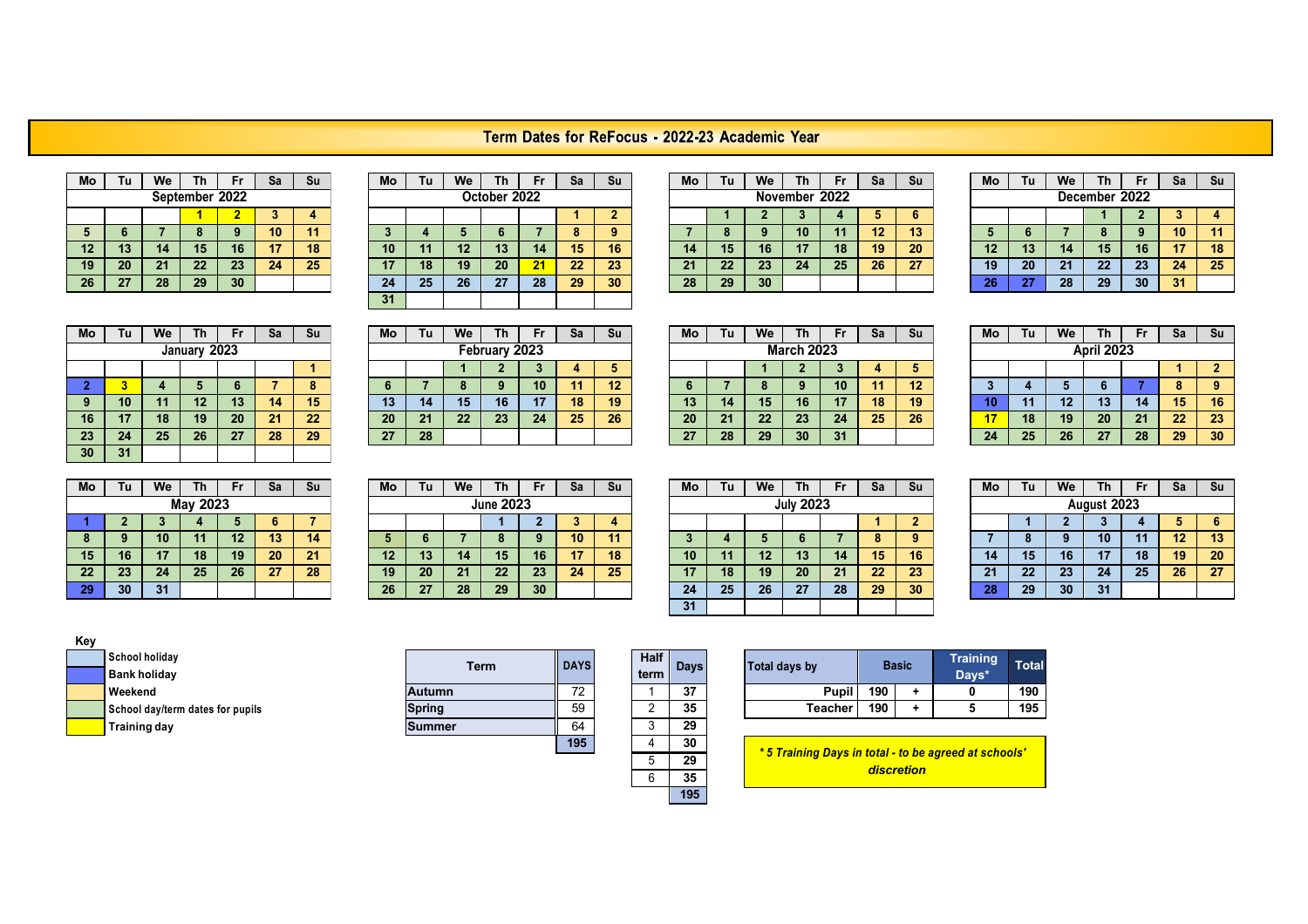# Term Dates for ReFocus - 2022-23 Academic Year

### September 2022

| Mo | Tu | We | Th | Fr | Sa | Su |
|---|---|---|---|---|---|---|
| | | | 1 | 2 | 3 | 4 |
| 5 | 6 | 7 | 8 | 9 | 10 | 11 |
| 12 | 13 | 14 | 15 | 16 | 17 | 18 |
| 19 | 20 | 21 | 22 | 23 | 24 | 25 |
| 26 | 27 | 28 | 29 | 30 | | |

### October 2022

| Mo | Tu | We | Th | Fr | Sa | Su |
|---|---|---|---|---|---|---|
| | | | | | 1 | 2 |
| 3 | 4 | 5 | 6 | 7 | 8 | 9 |
| 10 | 11 | 12 | 13 | 14 | 15 | 16 |
| 17 | 18 | 19 | 20 | 21 | 22 | 23 |
| 24 | 25 | 26 | 27 | 28 | 29 | 30 |
| 31 | | | | | | |

### November 2022

| Mo | Tu | We | Th | Fr | Sa | Su |
|---|---|---|---|---|---|---|
| | 1 | 2 | 3 | 4 | 5 | 6 |
| 7 | 8 | 9 | 10 | 11 | 12 | 13 |
| 14 | 15 | 16 | 17 | 18 | 19 | 20 |
| 21 | 22 | 23 | 24 | 25 | 26 | 27 |
| 28 | 29 | 30 | | | | |

### December 2022

| Mo | Tu | We | Th | Fr | Sa | Su |
|---|---|---|---|---|---|---|
| | | | 1 | 2 | 3 | 4 |
| 5 | 6 | 7 | 8 | 9 | 10 | 11 |
| 12 | 13 | 14 | 15 | 16 | 17 | 18 |
| 19 | 20 | 21 | 22 | 23 | 24 | 25 |
| 26 | 27 | 28 | 29 | 30 | 31 | |

### January 2023

| Mo | Tu | We | Th | Fr | Sa | Su |
|---|---|---|---|---|---|---|
| | | | | | | 1 |
| 2 | 3 | 4 | 5 | 6 | 7 | 8 |
| 9 | 10 | 11 | 12 | 13 | 14 | 15 |
| 16 | 17 | 18 | 19 | 20 | 21 | 22 |
| 23 | 24 | 25 | 26 | 27 | 28 | 29 |
| 30 | 31 | | | | | |

### February 2023

| Mo | Tu | We | Th | Fr | Sa | Su |
|---|---|---|---|---|---|---|
| | | 1 | 2 | 3 | 4 | 5 |
| 6 | 7 | 8 | 9 | 10 | 11 | 12 |
| 13 | 14 | 15 | 16 | 17 | 18 | 19 |
| 20 | 21 | 22 | 23 | 24 | 25 | 26 |
| 27 | 28 | | | | | |

### March 2023

| Mo | Tu | We | Th | Fr | Sa | Su |
|---|---|---|---|---|---|---|
| | | 1 | 2 | 3 | 4 | 5 |
| 6 | 7 | 8 | 9 | 10 | 11 | 12 |
| 13 | 14 | 15 | 16 | 17 | 18 | 19 |
| 20 | 21 | 22 | 23 | 24 | 25 | 26 |
| 27 | 28 | 29 | 30 | 31 | | |

### April 2023

| Mo | Tu | We | Th | Fr | Sa | Su |
|---|---|---|---|---|---|---|
| | | | | | 1 | 2 |
| 3 | 4 | 5 | 6 | 7 | 8 | 9 |
| 10 | 11 | 12 | 13 | 14 | 15 | 16 |
| 17 | 18 | 19 | 20 | 21 | 22 | 23 |
| 24 | 25 | 26 | 27 | 28 | 29 | 30 |

### May 2023

| Mo | Tu | We | Th | Fr | Sa | Su |
|---|---|---|---|---|---|---|
| 1 | 2 | 3 | 4 | 5 | 6 | 7 |
| 8 | 9 | 10 | 11 | 12 | 13 | 14 |
| 15 | 16 | 17 | 18 | 19 | 20 | 21 |
| 22 | 23 | 24 | 25 | 26 | 27 | 28 |
| 29 | 30 | 31 | | | | |

### June 2023

| Mo | Tu | We | Th | Fr | Sa | Su |
|---|---|---|---|---|---|---|
| | | | 1 | 2 | 3 | 4 |
| 5 | 6 | 7 | 8 | 9 | 10 | 11 |
| 12 | 13 | 14 | 15 | 16 | 17 | 18 |
| 19 | 20 | 21 | 22 | 23 | 24 | 25 |
| 26 | 27 | 28 | 29 | 30 | | |

### July 2023

| Mo | Tu | We | Th | Fr | Sa | Su |
|---|---|---|---|---|---|---|
| | | | | | 1 | 2 |
| 3 | 4 | 5 | 6 | 7 | 8 | 9 |
| 10 | 11 | 12 | 13 | 14 | 15 | 16 |
| 17 | 18 | 19 | 20 | 21 | 22 | 23 |
| 24 | 25 | 26 | 27 | 28 | 29 | 30 |
| 31 | | | | | | |

### August 2023

| Mo | Tu | We | Th | Fr | Sa | Su |
|---|---|---|---|---|---|---|
| | 1 | 2 | 3 | 4 | 5 | 6 |
| 7 | 8 | 9 | 10 | 11 | 12 | 13 |
| 14 | 15 | 16 | 17 | 18 | 19 | 20 |
| 21 | 22 | 23 | 24 | 25 | 26 | 27 |
| 28 | 29 | 30 | 31 | | | |

**Key**

- School holiday
- Bank holiday
- Weekend
- School day/term dates for pupils
- Training day

| Term | DAYS |
|---|---|
| Autumn | 72 |
| Spring | 59 |
| Summer | 64 |
| | 195 |

| Half term | Days |
|---|---|
| 1 | 37 |
| 2 | 35 |
| 3 | 29 |
| 4 | 30 |
| 5 | 29 |
| 6 | 35 |
| | 195 |

| Total days by | Basic | | Training Days* | Total |
|---|---|---|---|---|
| Pupil | 190 | + | 0 | 190 |
| Teacher | 190 | + | 5 | 195 |

*\* 5 Training Days in total - to be agreed at schools' discretion*